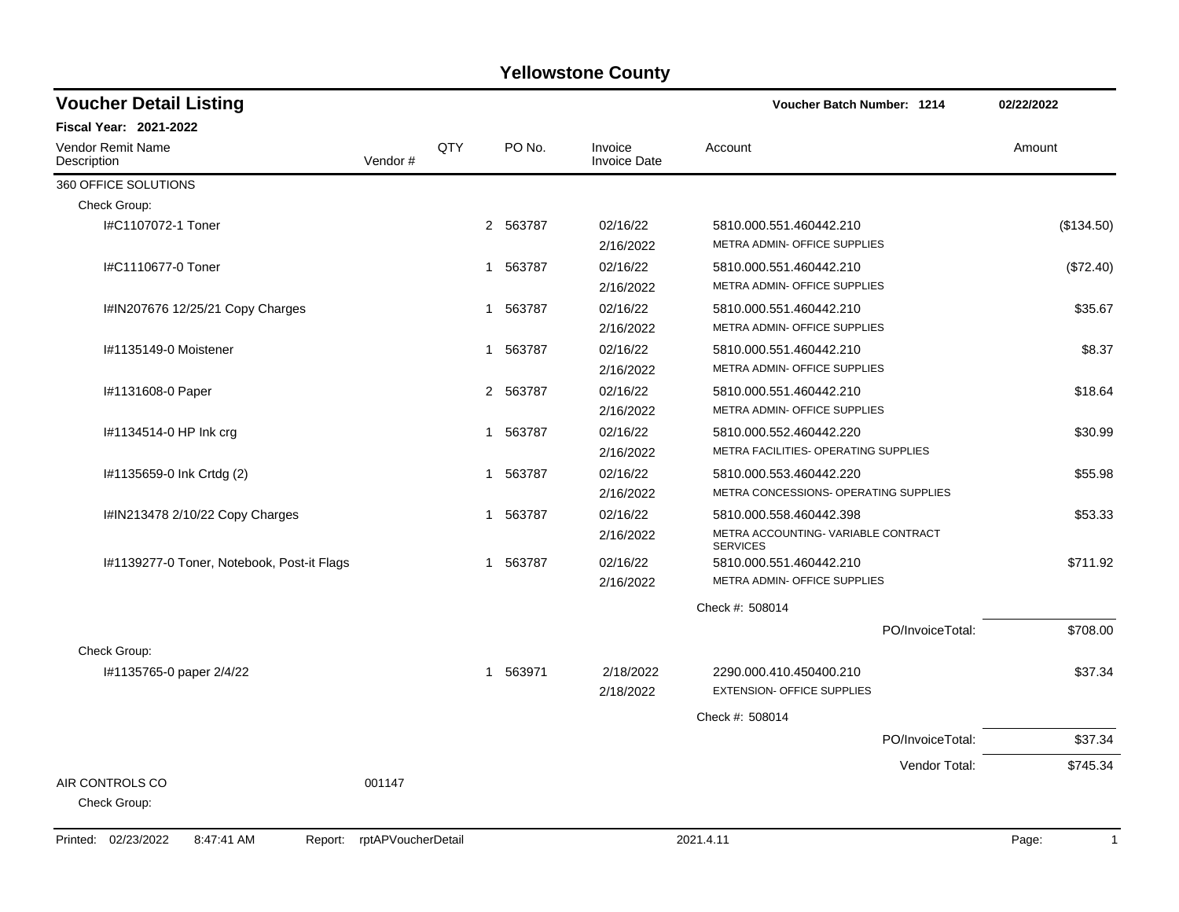# Yellowstone County

## Voucher Detail Listing

**Voucher Batch Number: 1214** — 02/22/2022

**Fiscal Year: 2021-2022**

| Vendor Remit Name / Description | Vendor # | QTY | PO No. | Invoice / Invoice Date | Account | Amount |
|---|---|---|---|---|---|---|
| 360 OFFICE SOLUTIONS | | | | | | |
| Check Group: | | | | | | |
| I#C1107072-1 Toner | | 2 | 563787 | 02/16/22 / 2/16/2022 | 5810.000.551.460442.210 METRA ADMIN- OFFICE SUPPLIES | ($134.50) |
| I#C1110677-0 Toner | | 1 | 563787 | 02/16/22 / 2/16/2022 | 5810.000.551.460442.210 METRA ADMIN- OFFICE SUPPLIES | ($72.40) |
| I#IN207676 12/25/21 Copy Charges | | 1 | 563787 | 02/16/22 / 2/16/2022 | 5810.000.551.460442.210 METRA ADMIN- OFFICE SUPPLIES | $35.67 |
| I#1135149-0 Moistener | | 1 | 563787 | 02/16/22 / 2/16/2022 | 5810.000.551.460442.210 METRA ADMIN- OFFICE SUPPLIES | $8.37 |
| I#1131608-0 Paper | | 2 | 563787 | 02/16/22 / 2/16/2022 | 5810.000.551.460442.210 METRA ADMIN- OFFICE SUPPLIES | $18.64 |
| I#1134514-0 HP Ink crg | | 1 | 563787 | 02/16/22 / 2/16/2022 | 5810.000.552.460442.220 METRA FACILITIES- OPERATING SUPPLIES | $30.99 |
| I#1135659-0 Ink Crtdg (2) | | 1 | 563787 | 02/16/22 / 2/16/2022 | 5810.000.553.460442.220 METRA CONCESSIONS- OPERATING SUPPLIES | $55.98 |
| I#IN213478 2/10/22 Copy Charges | | 1 | 563787 | 02/16/22 / 2/16/2022 | 5810.000.558.460442.398 METRA ACCOUNTING- VARIABLE CONTRACT SERVICES | $53.33 |
| I#1139277-0 Toner, Notebook, Post-it Flags | | 1 | 563787 | 02/16/22 / 2/16/2022 | 5810.000.551.460442.210 METRA ADMIN- OFFICE SUPPLIES | $711.92 |
| | | | | | Check #: 508014 | |
| | | | | | PO/InvoiceTotal: | $708.00 |
| Check Group: | | | | | | |
| I#1135765-0 paper 2/4/22 | | 1 | 563971 | 2/18/2022 / 2/18/2022 | 2290.000.410.450400.210 EXTENSION- OFFICE SUPPLIES | $37.34 |
| | | | | | Check #: 508014 | |
| | | | | | PO/InvoiceTotal: | $37.34 |
| | | | | | Vendor Total: | $745.34 |
| AIR CONTROLS CO | 001147 | | | | | |
| Check Group: | | | | | | |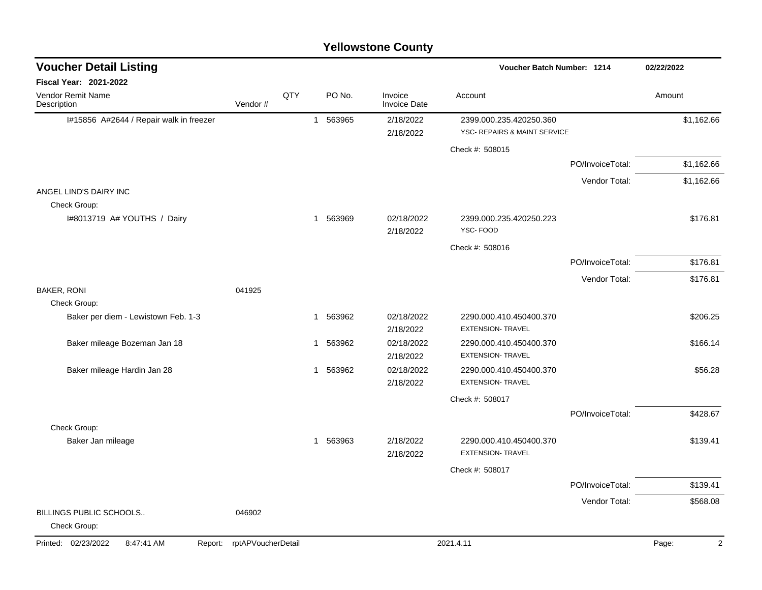# Yellowstone County

## Voucher Detail Listing

**Voucher Batch Number: 1214** 02/22/2022

**Fiscal Year: 2021-2022**

| Vendor Remit Name / Description | Vendor # | QTY | PO No. | Invoice / Invoice Date | Account | Amount |
|---|---|---|---|---|---|---|
| I#15856 A#2644 / Repair walk in freezer | | 1 | 563965 | 2/18/2022 / 2/18/2022 | 2399.000.235.420250.360 YSC- REPAIRS & MAINT SERVICE | $1,162.66 |
| | | | | | Check #: 508015 | |
| | | | | | PO/InvoiceTotal: | $1,162.66 |
| | | | | | Vendor Total: | $1,162.66 |
| ANGEL LIND'S DAIRY INC | | | | | | |
| Check Group: | | | | | | |
| I#8013719 A# YOUTHS / Dairy | | 1 | 563969 | 02/18/2022 / 2/18/2022 | 2399.000.235.420250.223 YSC- FOOD | $176.81 |
| | | | | | Check #: 508016 | |
| | | | | | PO/InvoiceTotal: | $176.81 |
| | | | | | Vendor Total: | $176.81 |
| BAKER, RONI | 041925 | | | | | |
| Check Group: | | | | | | |
| Baker per diem - Lewistown Feb. 1-3 | | 1 | 563962 | 02/18/2022 / 2/18/2022 | 2290.000.410.450400.370 EXTENSION- TRAVEL | $206.25 |
| Baker mileage Bozeman Jan 18 | | 1 | 563962 | 02/18/2022 / 2/18/2022 | 2290.000.410.450400.370 EXTENSION- TRAVEL | $166.14 |
| Baker mileage Hardin Jan 28 | | 1 | 563962 | 02/18/2022 / 2/18/2022 | 2290.000.410.450400.370 EXTENSION- TRAVEL | $56.28 |
| | | | | | Check #: 508017 | |
| | | | | | PO/InvoiceTotal: | $428.67 |
| Check Group: | | | | | | |
| Baker Jan mileage | | 1 | 563963 | 2/18/2022 / 2/18/2022 | 2290.000.410.450400.370 EXTENSION- TRAVEL | $139.41 |
| | | | | | Check #: 508017 | |
| | | | | | PO/InvoiceTotal: | $139.41 |
| | | | | | Vendor Total: | $568.08 |
| BILLINGS PUBLIC SCHOOLS.. | 046902 | | | | | |
| Check Group: | | | | | | |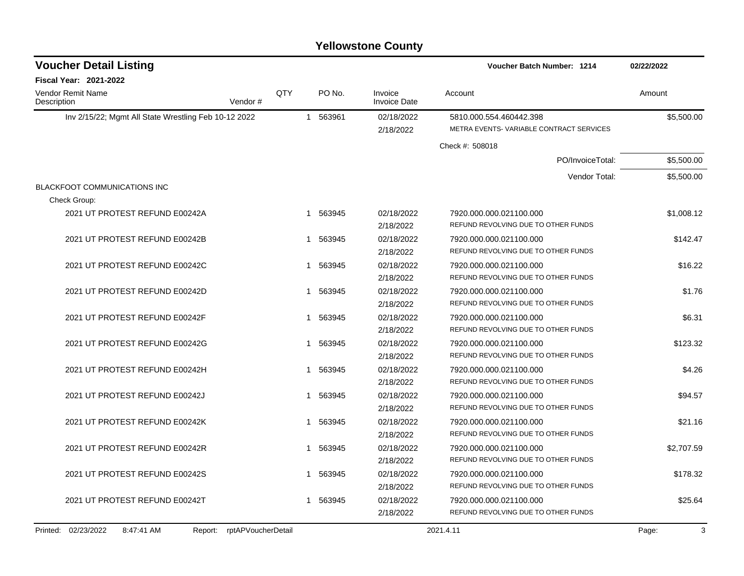# Yellowstone County

## Voucher Detail Listing

**Voucher Batch Number: 1214** 02/22/2022

**Fiscal Year: 2021-2022**

| Vendor Remit Name / Description | Vendor # | QTY | PO No. | Invoice / Invoice Date | Account | Amount |
|---|---|---|---|---|---|---|
| Inv 2/15/22; Mgmt All State Wrestling Feb 10-12 2022 | | 1 | 563961 | 02/18/2022<br>2/18/2022 | 5810.000.554.460442.398<br>METRA EVENTS- VARIABLE CONTRACT SERVICES | $5,500.00 |
| | | | | | Check #: 508018 | |
| | | | | | PO/InvoiceTotal: | $5,500.00 |
| | | | | | Vendor Total: | $5,500.00 |
| BLACKFOOT COMMUNICATIONS INC | | | | | | |
| Check Group: | | | | | | |
| 2021 UT PROTEST REFUND E00242A | | 1 | 563945 | 02/18/2022<br>2/18/2022 | 7920.000.000.021100.000<br>REFUND REVOLVING DUE TO OTHER FUNDS | $1,008.12 |
| 2021 UT PROTEST REFUND E00242B | | 1 | 563945 | 02/18/2022<br>2/18/2022 | 7920.000.000.021100.000<br>REFUND REVOLVING DUE TO OTHER FUNDS | $142.47 |
| 2021 UT PROTEST REFUND E00242C | | 1 | 563945 | 02/18/2022<br>2/18/2022 | 7920.000.000.021100.000<br>REFUND REVOLVING DUE TO OTHER FUNDS | $16.22 |
| 2021 UT PROTEST REFUND E00242D | | 1 | 563945 | 02/18/2022<br>2/18/2022 | 7920.000.000.021100.000<br>REFUND REVOLVING DUE TO OTHER FUNDS | $1.76 |
| 2021 UT PROTEST REFUND E00242F | | 1 | 563945 | 02/18/2022<br>2/18/2022 | 7920.000.000.021100.000<br>REFUND REVOLVING DUE TO OTHER FUNDS | $6.31 |
| 2021 UT PROTEST REFUND E00242G | | 1 | 563945 | 02/18/2022<br>2/18/2022 | 7920.000.000.021100.000<br>REFUND REVOLVING DUE TO OTHER FUNDS | $123.32 |
| 2021 UT PROTEST REFUND E00242H | | 1 | 563945 | 02/18/2022<br>2/18/2022 | 7920.000.000.021100.000<br>REFUND REVOLVING DUE TO OTHER FUNDS | $4.26 |
| 2021 UT PROTEST REFUND E00242J | | 1 | 563945 | 02/18/2022<br>2/18/2022 | 7920.000.000.021100.000<br>REFUND REVOLVING DUE TO OTHER FUNDS | $94.57 |
| 2021 UT PROTEST REFUND E00242K | | 1 | 563945 | 02/18/2022<br>2/18/2022 | 7920.000.000.021100.000<br>REFUND REVOLVING DUE TO OTHER FUNDS | $21.16 |
| 2021 UT PROTEST REFUND E00242R | | 1 | 563945 | 02/18/2022<br>2/18/2022 | 7920.000.000.021100.000<br>REFUND REVOLVING DUE TO OTHER FUNDS | $2,707.59 |
| 2021 UT PROTEST REFUND E00242S | | 1 | 563945 | 02/18/2022<br>2/18/2022 | 7920.000.000.021100.000<br>REFUND REVOLVING DUE TO OTHER FUNDS | $178.32 |
| 2021 UT PROTEST REFUND E00242T | | 1 | 563945 | 02/18/2022<br>2/18/2022 | 7920.000.000.021100.000<br>REFUND REVOLVING DUE TO OTHER FUNDS | $25.64 |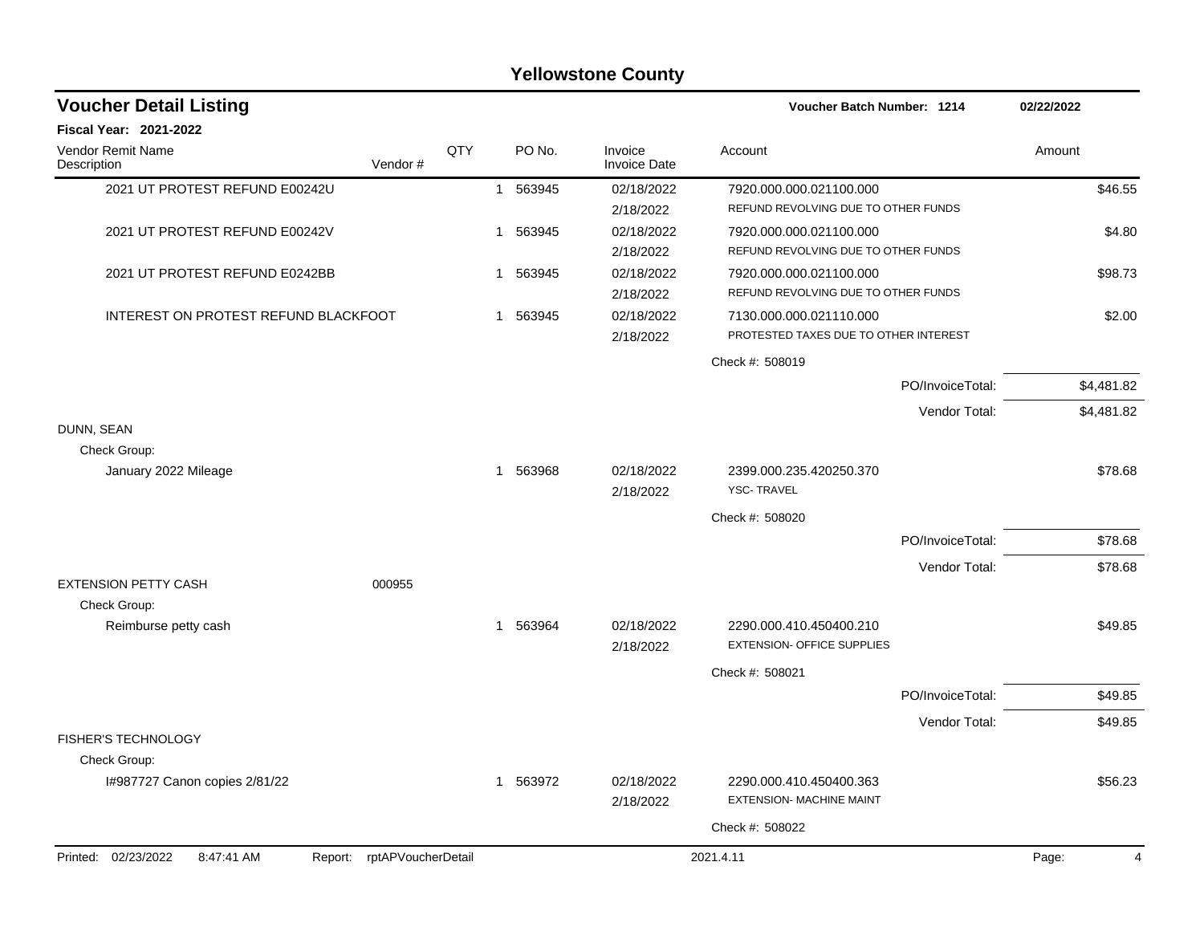# Yellowstone County

## Voucher Detail Listing

**Voucher Batch Number: 1214** — 02/22/2022

**Fiscal Year: 2021-2022**

| Vendor Remit Name / Description | Vendor # | QTY | PO No. | Invoice / Invoice Date | Account | Amount |
|---|---|---|---|---|---|---|
| 2021 UT PROTEST REFUND E00242U | | 1 | 563945 | 02/18/2022 / 2/18/2022 | 7920.000.000.021100.000 REFUND REVOLVING DUE TO OTHER FUNDS | $46.55 |
| 2021 UT PROTEST REFUND E00242V | | 1 | 563945 | 02/18/2022 / 2/18/2022 | 7920.000.000.021100.000 REFUND REVOLVING DUE TO OTHER FUNDS | $4.80 |
| 2021 UT PROTEST REFUND E0242BB | | 1 | 563945 | 02/18/2022 / 2/18/2022 | 7920.000.000.021100.000 REFUND REVOLVING DUE TO OTHER FUNDS | $98.73 |
| INTEREST ON PROTEST REFUND BLACKFOOT | | 1 | 563945 | 02/18/2022 / 2/18/2022 | 7130.000.000.021110.000 PROTESTED TAXES DUE TO OTHER INTEREST | $2.00 |
| | | | | | Check #: 508019 | |
| | | | | | PO/InvoiceTotal: | $4,481.82 |
| | | | | | Vendor Total: | $4,481.82 |
| **DUNN, SEAN** | | | | | | |
| Check Group: | | | | | | |
| January 2022 Mileage | | 1 | 563968 | 02/18/2022 / 2/18/2022 | 2399.000.235.420250.370 YSC- TRAVEL | $78.68 |
| | | | | | Check #: 508020 | |
| | | | | | PO/InvoiceTotal: | $78.68 |
| | | | | | Vendor Total: | $78.68 |
| **EXTENSION PETTY CASH** | 000955 | | | | | |
| Check Group: | | | | | | |
| Reimburse petty cash | | 1 | 563964 | 02/18/2022 / 2/18/2022 | 2290.000.410.450400.210 EXTENSION- OFFICE SUPPLIES | $49.85 |
| | | | | | Check #: 508021 | |
| | | | | | PO/InvoiceTotal: | $49.85 |
| | | | | | Vendor Total: | $49.85 |
| **FISHER'S TECHNOLOGY** | | | | | | |
| Check Group: | | | | | | |
| I#987727 Canon copies 2/81/22 | | 1 | 563972 | 02/18/2022 / 2/18/2022 | 2290.000.410.450400.363 EXTENSION- MACHINE MAINT | $56.23 |
| | | | | | Check #: 508022 | |

Printed: 02/23/2022 8:47:41 AM Report: rptAPVoucherDetail 2021.4.11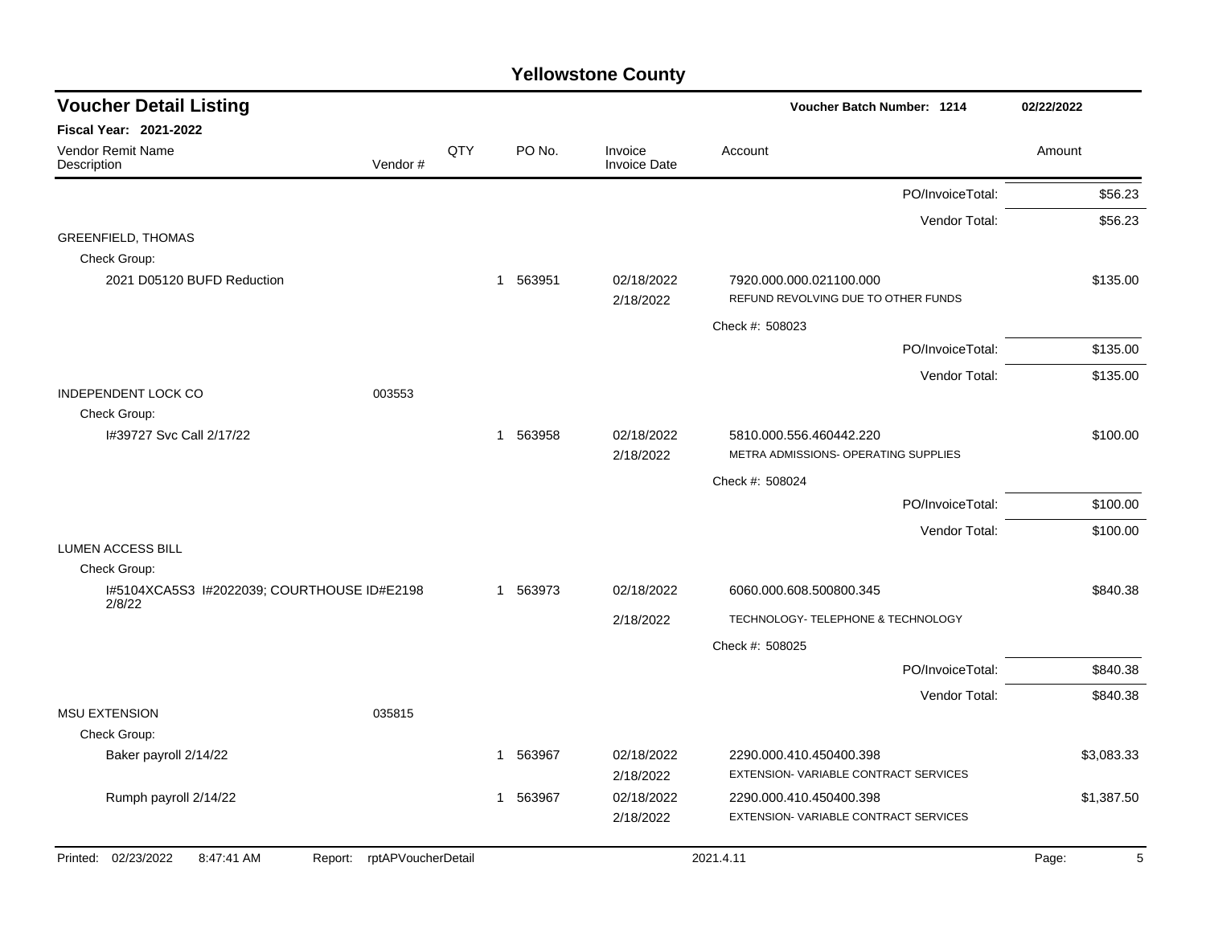# Yellowstone County

## Voucher Detail Listing

**Voucher Batch Number: 1214** — 02/22/2022

**Fiscal Year: 2021-2022**

| Vendor Remit Name / Description | Vendor # | QTY | PO No. | Invoice / Invoice Date | Account | Amount |
|---|---|---|---|---|---|---|
| | | | | | PO/InvoiceTotal: | $56.23 |
| | | | | | Vendor Total: | $56.23 |
| GREENFIELD, THOMAS | | | | | | |
| Check Group: | | | | | | |
| 2021 D05120 BUFD Reduction | | 1 | 563951 | 02/18/2022<br>2/18/2022 | 7920.000.000.021100.000<br>REFUND REVOLVING DUE TO OTHER FUNDS | $135.00 |
| | | | | | Check #: 508023 | |
| | | | | | PO/InvoiceTotal: | $135.00 |
| | | | | | Vendor Total: | $135.00 |
| INDEPENDENT LOCK CO | 003553 | | | | | |
| Check Group: | | | | | | |
| I#39727 Svc Call 2/17/22 | | 1 | 563958 | 02/18/2022<br>2/18/2022 | 5810.000.556.460442.220<br>METRA ADMISSIONS- OPERATING SUPPLIES | $100.00 |
| | | | | | Check #: 508024 | |
| | | | | | PO/InvoiceTotal: | $100.00 |
| | | | | | Vendor Total: | $100.00 |
| LUMEN ACCESS BILL | | | | | | |
| Check Group: | | | | | | |
| I#5104XCA5S3 I#2022039; COURTHOUSE ID#E2198 2/8/22 | | 1 | 563973 | 02/18/2022<br>2/18/2022 | 6060.000.608.500800.345<br>TECHNOLOGY- TELEPHONE & TECHNOLOGY | $840.38 |
| | | | | | Check #: 508025 | |
| | | | | | PO/InvoiceTotal: | $840.38 |
| | | | | | Vendor Total: | $840.38 |
| MSU EXTENSION | 035815 | | | | | |
| Check Group: | | | | | | |
| Baker payroll 2/14/22 | | 1 | 563967 | 02/18/2022<br>2/18/2022 | 2290.000.410.450400.398<br>EXTENSION- VARIABLE CONTRACT SERVICES | $3,083.33 |
| Rumph payroll 2/14/22 | | 1 | 563967 | 02/18/2022<br>2/18/2022 | 2290.000.410.450400.398<br>EXTENSION- VARIABLE CONTRACT SERVICES | $1,387.50 |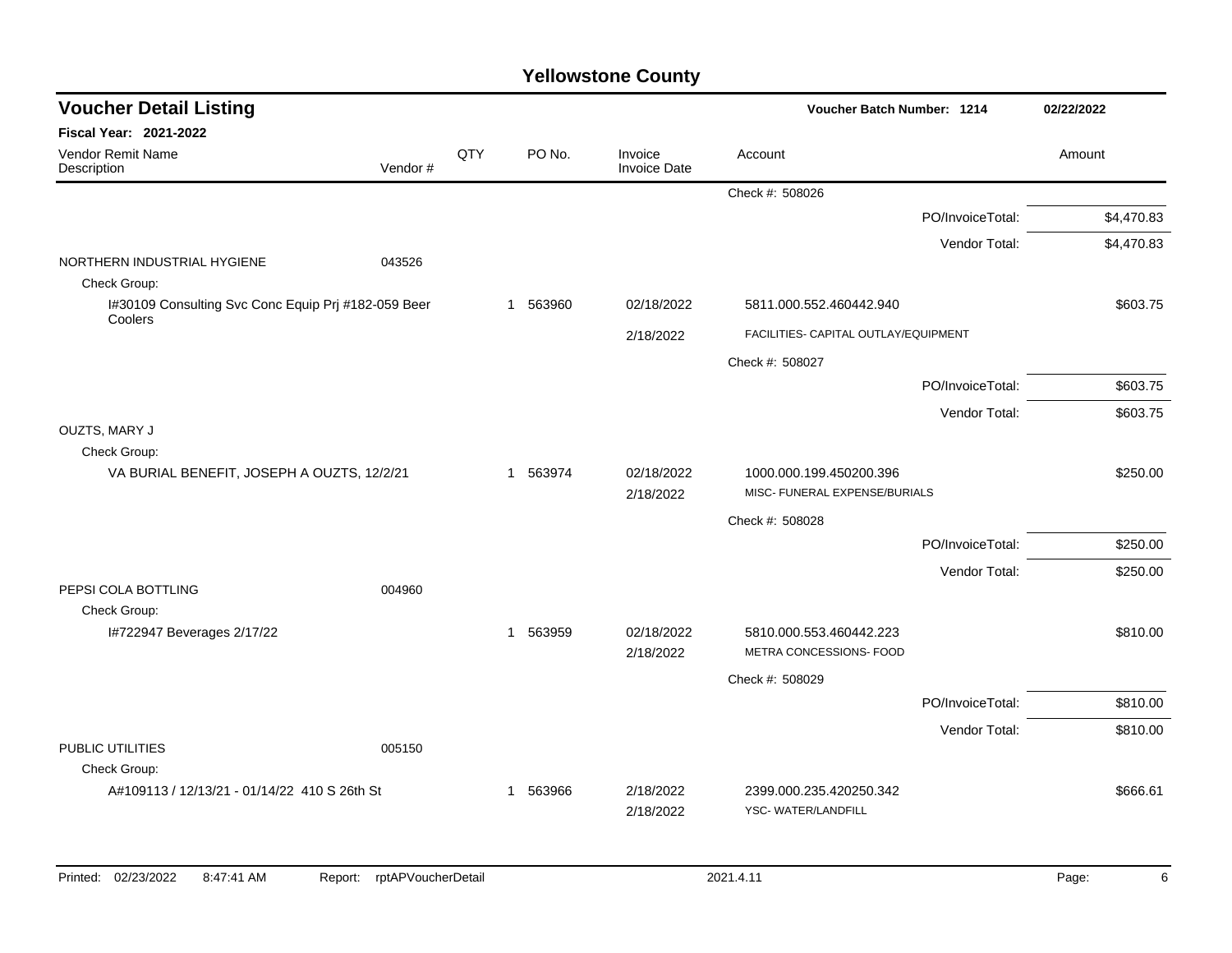# Yellowstone County

## Voucher Detail Listing

Voucher Batch Number: 1214 — 02/22/2022

**Fiscal Year: 2021-2022**

| Vendor Remit Name / Description | Vendor # | QTY | PO No. | Invoice / Invoice Date | Account | Amount |
|---|---|---|---|---|---|---|
| | | | | | Check #: 508026 | |
| | | | | | PO/InvoiceTotal: | $4,470.83 |
| | | | | | Vendor Total: | $4,470.83 |
| NORTHERN INDUSTRIAL HYGIENE | 043526 | | | | | |
| Check Group: | | | | | | |
| I#30109 Consulting Svc Conc Equip Prj #182-059 Beer Coolers | | 1 | 563960 | 02/18/2022 | 5811.000.552.460442.940 | $603.75 |
| | | | | 2/18/2022 | FACILITIES- CAPITAL OUTLAY/EQUIPMENT | |
| | | | | | Check #: 508027 | |
| | | | | | PO/InvoiceTotal: | $603.75 |
| | | | | | Vendor Total: | $603.75 |
| OUZTS, MARY J | | | | | | |
| Check Group: | | | | | | |
| VA BURIAL BENEFIT, JOSEPH A OUZTS, 12/2/21 | | 1 | 563974 | 02/18/2022 | 1000.000.199.450200.396 | $250.00 |
| | | | | 2/18/2022 | MISC- FUNERAL EXPENSE/BURIALS | |
| | | | | | Check #: 508028 | |
| | | | | | PO/InvoiceTotal: | $250.00 |
| | | | | | Vendor Total: | $250.00 |
| PEPSI COLA BOTTLING | 004960 | | | | | |
| Check Group: | | | | | | |
| I#722947 Beverages 2/17/22 | | 1 | 563959 | 02/18/2022 | 5810.000.553.460442.223 | $810.00 |
| | | | | 2/18/2022 | METRA CONCESSIONS- FOOD | |
| | | | | | Check #: 508029 | |
| | | | | | PO/InvoiceTotal: | $810.00 |
| | | | | | Vendor Total: | $810.00 |
| PUBLIC UTILITIES | 005150 | | | | | |
| Check Group: | | | | | | |
| A#109113 / 12/13/21 - 01/14/22 410 S 26th St | | 1 | 563966 | 2/18/2022 | 2399.000.235.420250.342 | $666.61 |
| | | | | 2/18/2022 | YSC- WATER/LANDFILL | |

Printed: 02/23/2022 8:47:41 AM Report: rptAPVoucherDetail 2021.4.11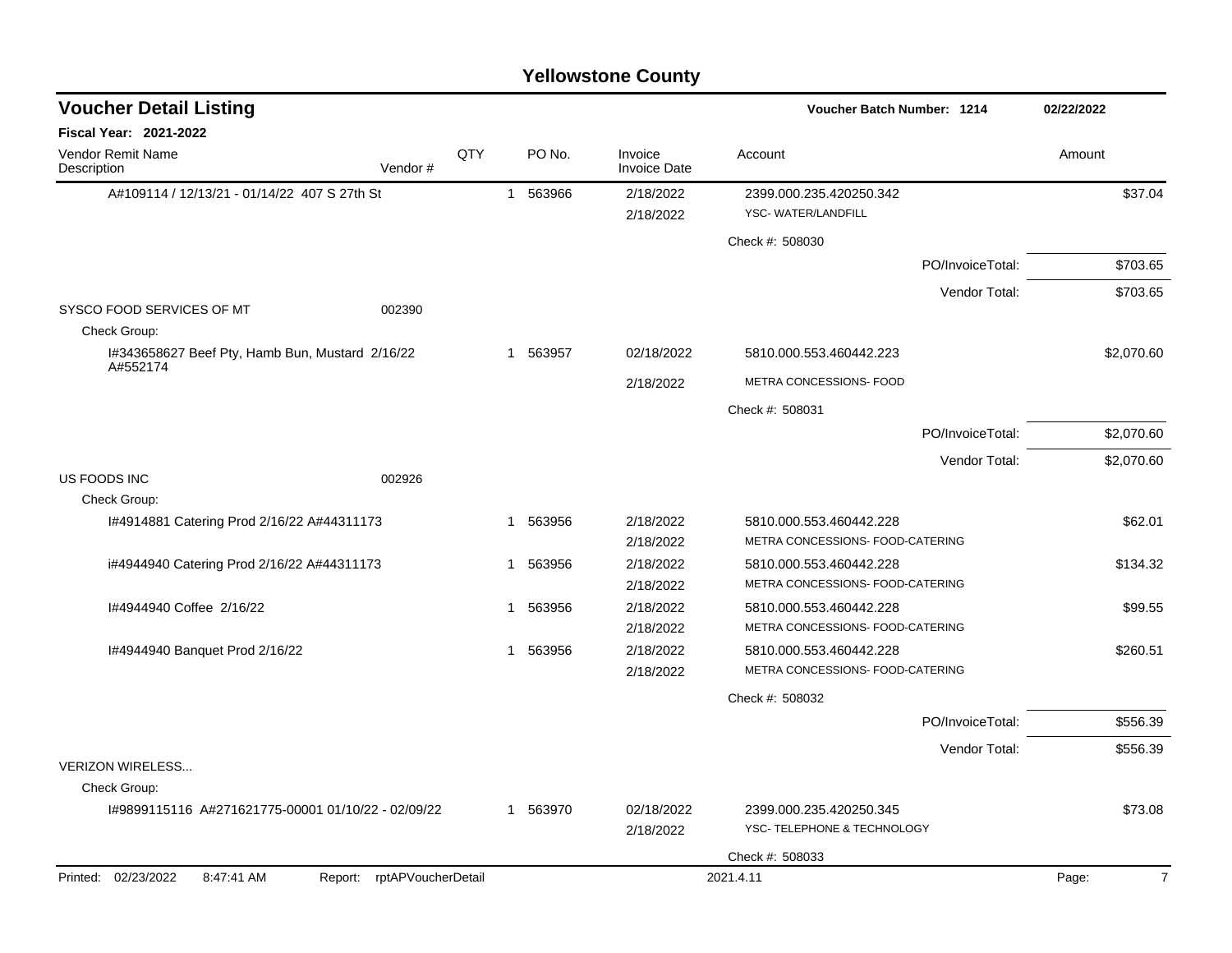# Yellowstone County

## Voucher Detail Listing

**Voucher Batch Number: 1214** 02/22/2022

**Fiscal Year: 2021-2022**

| Vendor Remit Name / Description | Vendor # | QTY | PO No. | Invoice / Invoice Date | Account | Amount |
|---|---|---|---|---|---|---|
| A#109114 / 12/13/21 - 01/14/22 407 S 27th St | | 1 | 563966 | 2/18/2022<br>2/18/2022 | 2399.000.235.420250.342<br>YSC- WATER/LANDFILL | $37.04 |
| | | | | | Check #: 508030 | |
| | | | | | PO/InvoiceTotal: | $703.65 |
| | | | | | Vendor Total: | $703.65 |
| SYSCO FOOD SERVICES OF MT | 002390 | | | | | |
| Check Group: | | | | | | |
| I#343658627 Beef Pty, Hamb Bun, Mustard 2/16/22 A#552174 | | 1 | 563957 | 02/18/2022<br>2/18/2022 | 5810.000.553.460442.223<br>METRA CONCESSIONS- FOOD | $2,070.60 |
| | | | | | Check #: 508031 | |
| | | | | | PO/InvoiceTotal: | $2,070.60 |
| | | | | | Vendor Total: | $2,070.60 |
| US FOODS INC | 002926 | | | | | |
| Check Group: | | | | | | |
| I#4914881 Catering Prod 2/16/22 A#44311173 | | 1 | 563956 | 2/18/2022<br>2/18/2022 | 5810.000.553.460442.228<br>METRA CONCESSIONS- FOOD-CATERING | $62.01 |
| i#4944940 Catering Prod 2/16/22 A#44311173 | | 1 | 563956 | 2/18/2022<br>2/18/2022 | 5810.000.553.460442.228<br>METRA CONCESSIONS- FOOD-CATERING | $134.32 |
| I#4944940 Coffee 2/16/22 | | 1 | 563956 | 2/18/2022<br>2/18/2022 | 5810.000.553.460442.228<br>METRA CONCESSIONS- FOOD-CATERING | $99.55 |
| I#4944940 Banquet Prod 2/16/22 | | 1 | 563956 | 2/18/2022<br>2/18/2022 | 5810.000.553.460442.228<br>METRA CONCESSIONS- FOOD-CATERING | $260.51 |
| | | | | | Check #: 508032 | |
| | | | | | PO/InvoiceTotal: | $556.39 |
| | | | | | Vendor Total: | $556.39 |
| VERIZON WIRELESS... | | | | | | |
| Check Group: | | | | | | |
| I#9899115116 A#271621775-00001 01/10/22 - 02/09/22 | | 1 | 563970 | 02/18/2022<br>2/18/2022 | 2399.000.235.420250.345<br>YSC- TELEPHONE & TECHNOLOGY | $73.08 |
| | | | | | Check #: 508033 | |

Printed: 02/23/2022 8:47:41 AM Report: rptAPVoucherDetail 2021.4.11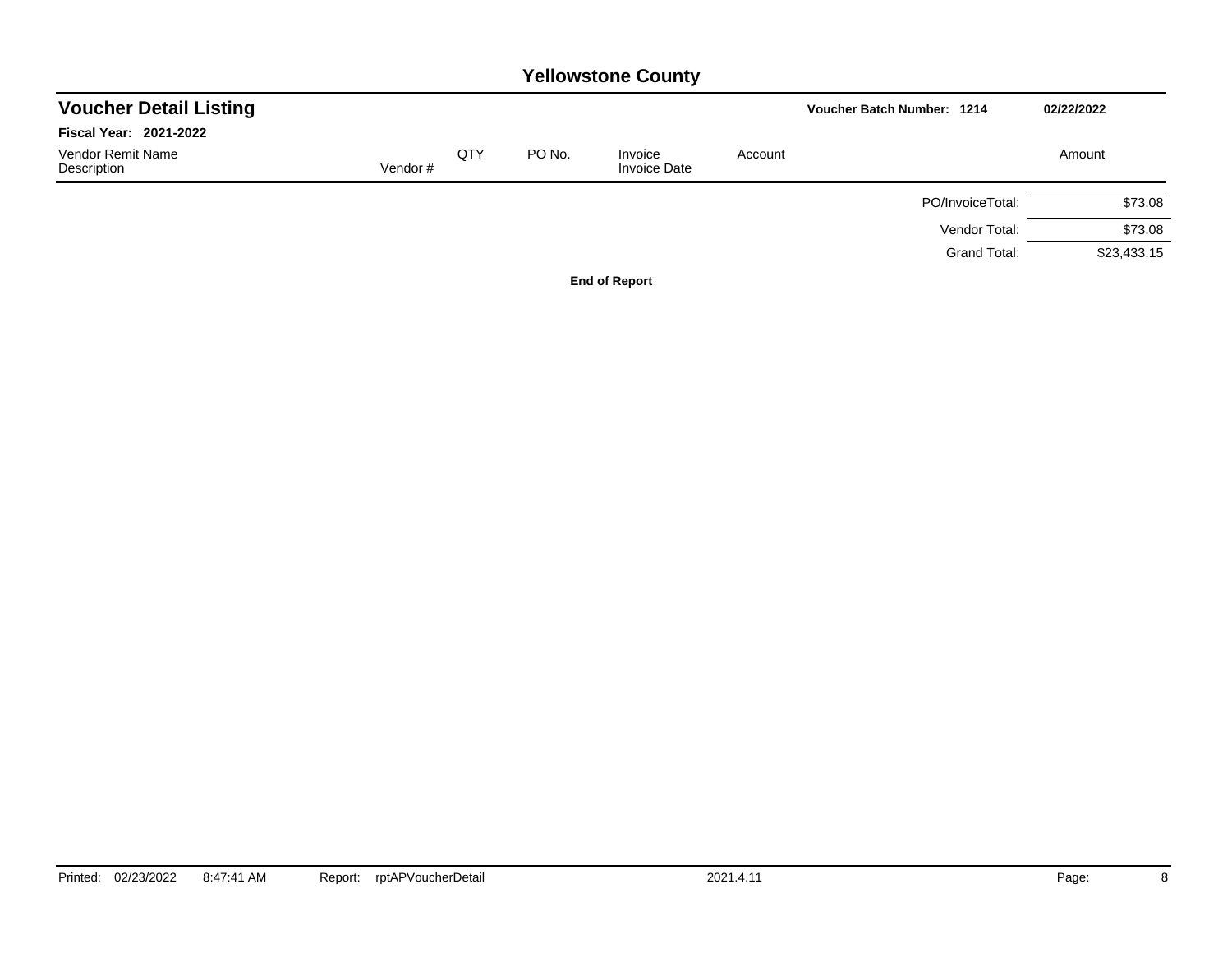## Yellowstone County

# Voucher Detail Listing

**Voucher Batch Number: 1214** **02/22/2022**

**Fiscal Year: 2021-2022**

| Vendor Remit Name<br>Description | Vendor # | QTY | PO No. | Invoice<br>Invoice Date | Account | | Amount |
|---|---|---|---|---|---|---|---|
| | | | | | | PO/InvoiceTotal: | $73.08 |
| | | | | | | Vendor Total: | $73.08 |
| | | | | | | Grand Total: | $23,433.15 |

**End of Report**